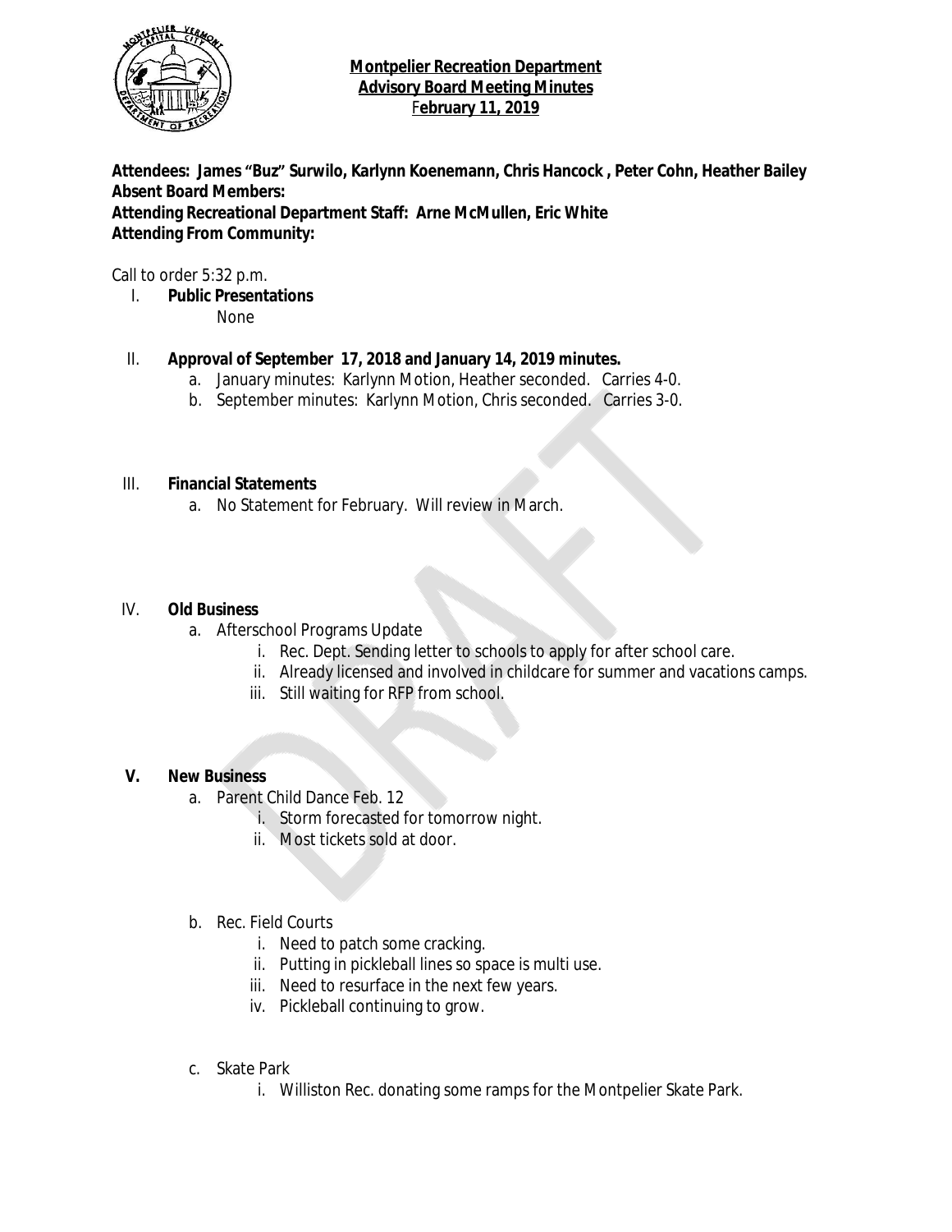# **Montpelier Recreation Department**
## **Advisory Board Meeting Minutes**
### **February 11, 2019**

**Attendees: James "Buz" Surwilo, Karlynn Koenemann, Chris Hancock , Peter Cohn, Heather Bailey**
**Absent Board Members:**
**Attending Recreational Department Staff: Arne McMullen, Eric White**
**Attending From Community:**

Call to order 5:32 p.m.

I. **Public Presentations**
   None

II. **Approval of September 17, 2018 and January 14, 2019 minutes.**
   a. January minutes: Karlynn Motion, Heather seconded. Carries 4-0.
   b. September minutes: Karlynn Motion, Chris seconded. Carries 3-0.

III. **Financial Statements**
   a. No Statement for February. Will review in March.

IV. **Old Business**
   a. Afterschool Programs Update
      i. Rec. Dept. Sending letter to schools to apply for after school care.
      ii. Already licensed and involved in childcare for summer and vacations camps.
      iii. Still waiting for RFP from school.

V. **New Business**
   a. Parent Child Dance Feb. 12
      i. Storm forecasted for tomorrow night.
      ii. Most tickets sold at door.

   b. Rec. Field Courts
      i. Need to patch some cracking.
      ii. Putting in pickleball lines so space is multi use.
      iii. Need to resurface in the next few years.
      iv. Pickleball continuing to grow.

   c. Skate Park
      i. Williston Rec. donating some ramps for the Montpelier Skate Park.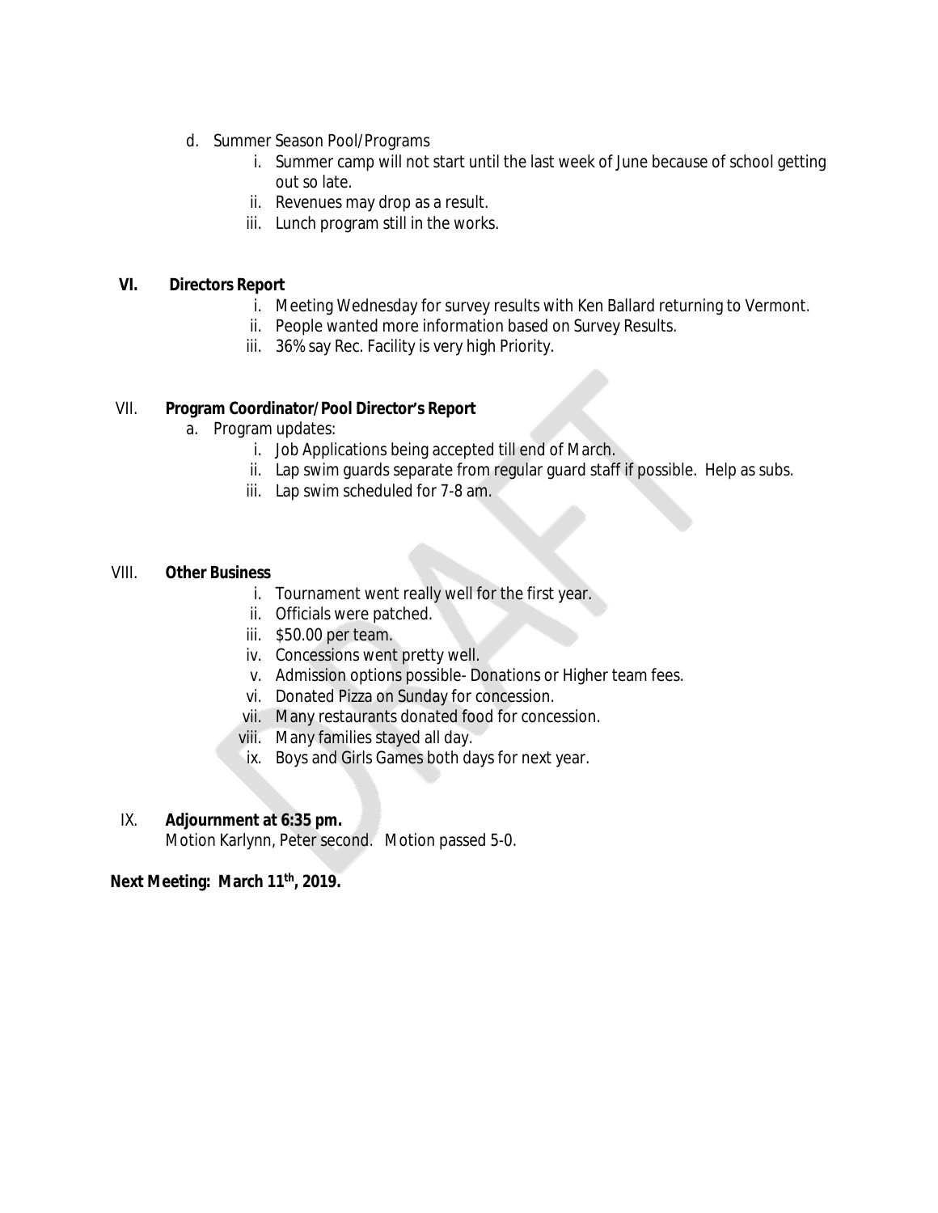d. Summer Season Pool/Programs
   i. Summer camp will not start until the last week of June because of school getting out so late.
   ii. Revenues may drop as a result.
   iii. Lunch program still in the works.

**VI. Directors Report**

i. Meeting Wednesday for survey results with Ken Ballard returning to Vermont.
ii. People wanted more information based on Survey Results.
iii. 36% say Rec. Facility is very high Priority.

**VII. Program Coordinator/Pool Director's Report**

a. Program updates:
   i. Job Applications being accepted till end of March.
   ii. Lap swim guards separate from regular guard staff if possible. Help as subs.
   iii. Lap swim scheduled for 7-8 am.

**VIII. Other Business**

i. Tournament went really well for the first year.
ii. Officials were patched.
iii. $50.00 per team.
iv. Concessions went pretty well.
v. Admission options possible- Donations or Higher team fees.
vi. Donated Pizza on Sunday for concession.
vii. Many restaurants donated food for concession.
viii. Many families stayed all day.
ix. Boys and Girls Games both days for next year.

**IX. Adjournment at 6:35 pm.**

Motion Karlynn, Peter second. Motion passed 5-0.

**Next Meeting: March 11th, 2019.**